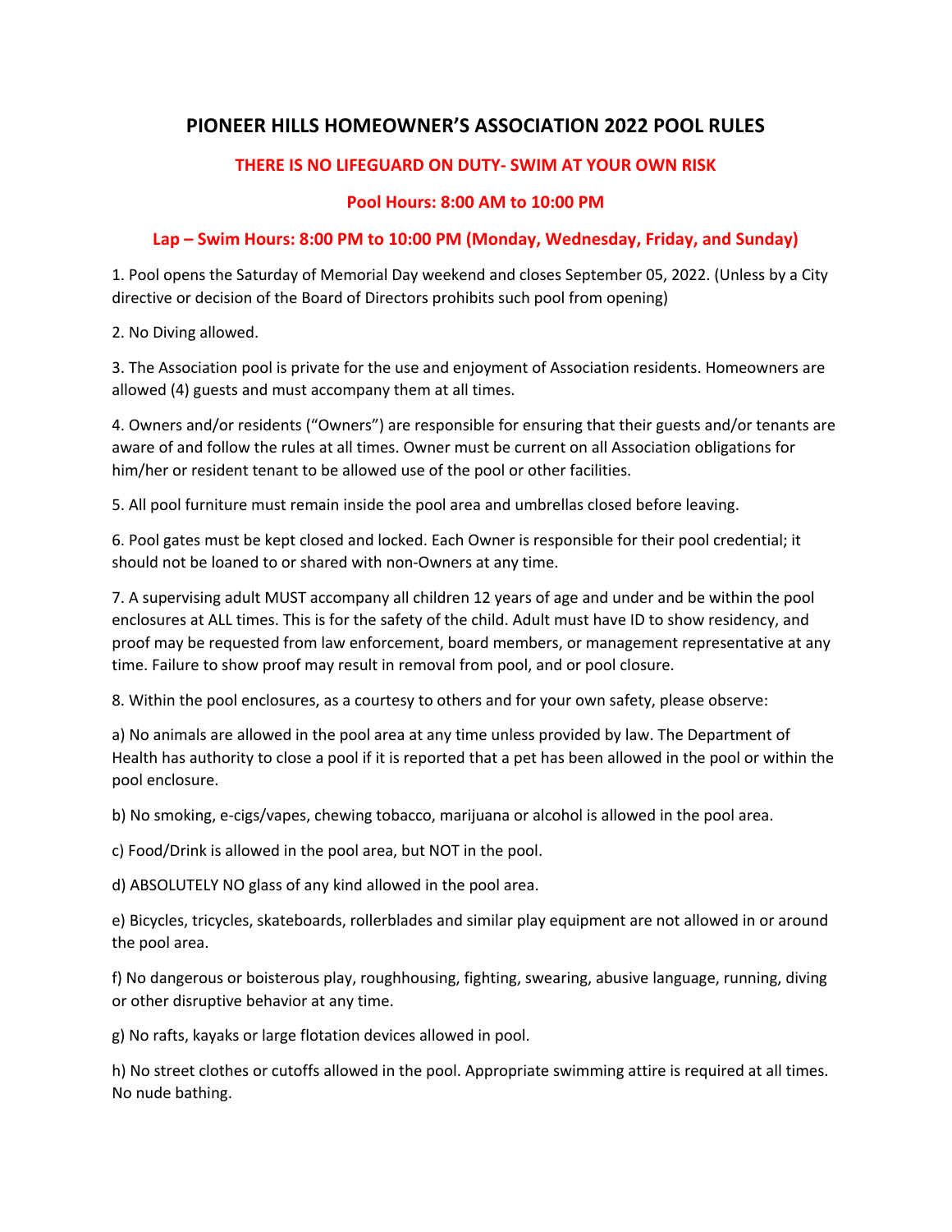# PIONEER HILLS HOMEOWNER'S ASSOCIATION 2022 POOL RULES

**THERE IS NO LIFEGUARD ON DUTY- SWIM AT YOUR OWN RISK**

**Pool Hours: 8:00 AM to 10:00 PM**

**Lap – Swim Hours: 8:00 PM to 10:00 PM (Monday, Wednesday, Friday, and Sunday)**

1. Pool opens the Saturday of Memorial Day weekend and closes September 05, 2022. (Unless by a City directive or decision of the Board of Directors prohibits such pool from opening)

2. No Diving allowed.

3. The Association pool is private for the use and enjoyment of Association residents. Homeowners are allowed (4) guests and must accompany them at all times.

4. Owners and/or residents ("Owners") are responsible for ensuring that their guests and/or tenants are aware of and follow the rules at all times. Owner must be current on all Association obligations for him/her or resident tenant to be allowed use of the pool or other facilities.

5. All pool furniture must remain inside the pool area and umbrellas closed before leaving.

6. Pool gates must be kept closed and locked. Each Owner is responsible for their pool credential; it should not be loaned to or shared with non-Owners at any time.

7. A supervising adult MUST accompany all children 12 years of age and under and be within the pool enclosures at ALL times. This is for the safety of the child. Adult must have ID to show residency, and proof may be requested from law enforcement, board members, or management representative at any time. Failure to show proof may result in removal from pool, and or pool closure.

8. Within the pool enclosures, as a courtesy to others and for your own safety, please observe:

a) No animals are allowed in the pool area at any time unless provided by law. The Department of Health has authority to close a pool if it is reported that a pet has been allowed in the pool or within the pool enclosure.

b) No smoking, e-cigs/vapes, chewing tobacco, marijuana or alcohol is allowed in the pool area.

c) Food/Drink is allowed in the pool area, but NOT in the pool.

d) ABSOLUTELY NO glass of any kind allowed in the pool area.

e) Bicycles, tricycles, skateboards, rollerblades and similar play equipment are not allowed in or around the pool area.

f) No dangerous or boisterous play, roughhousing, fighting, swearing, abusive language, running, diving or other disruptive behavior at any time.

g) No rafts, kayaks or large flotation devices allowed in pool.

h) No street clothes or cutoffs allowed in the pool. Appropriate swimming attire is required at all times. No nude bathing.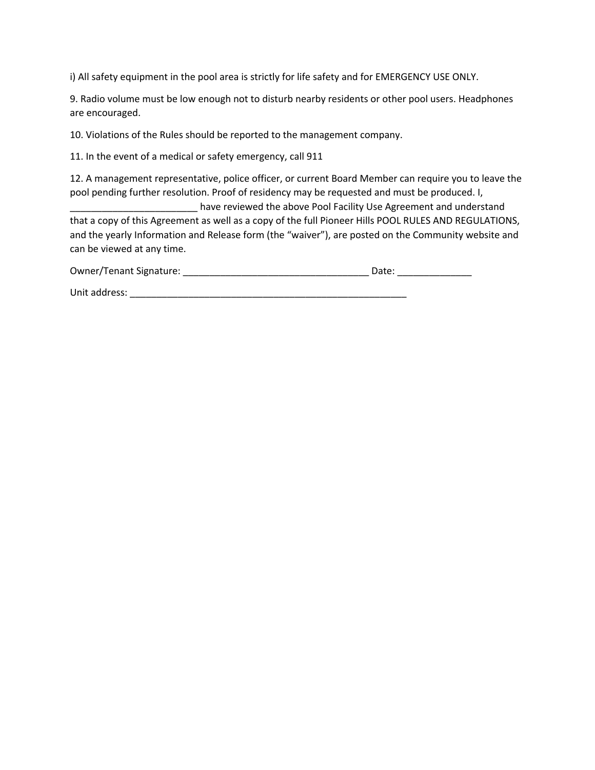i) All safety equipment in the pool area is strictly for life safety and for EMERGENCY USE ONLY.

9. Radio volume must be low enough not to disturb nearby residents or other pool users. Headphones are encouraged.

10. Violations of the Rules should be reported to the management company.

11. In the event of a medical or safety emergency, call 911

12. A management representative, police officer, or current Board Member can require you to leave the pool pending further resolution. Proof of residency may be requested and must be produced. I, ________________________ have reviewed the above Pool Facility Use Agreement and understand that a copy of this Agreement as well as a copy of the full Pioneer Hills POOL RULES AND REGULATIONS, and the yearly Information and Release form (the "waiver"), are posted on the Community website and can be viewed at any time.

Owner/Tenant Signature: ___________________________________ Date: ______________

Unit address: ______________________________________________________